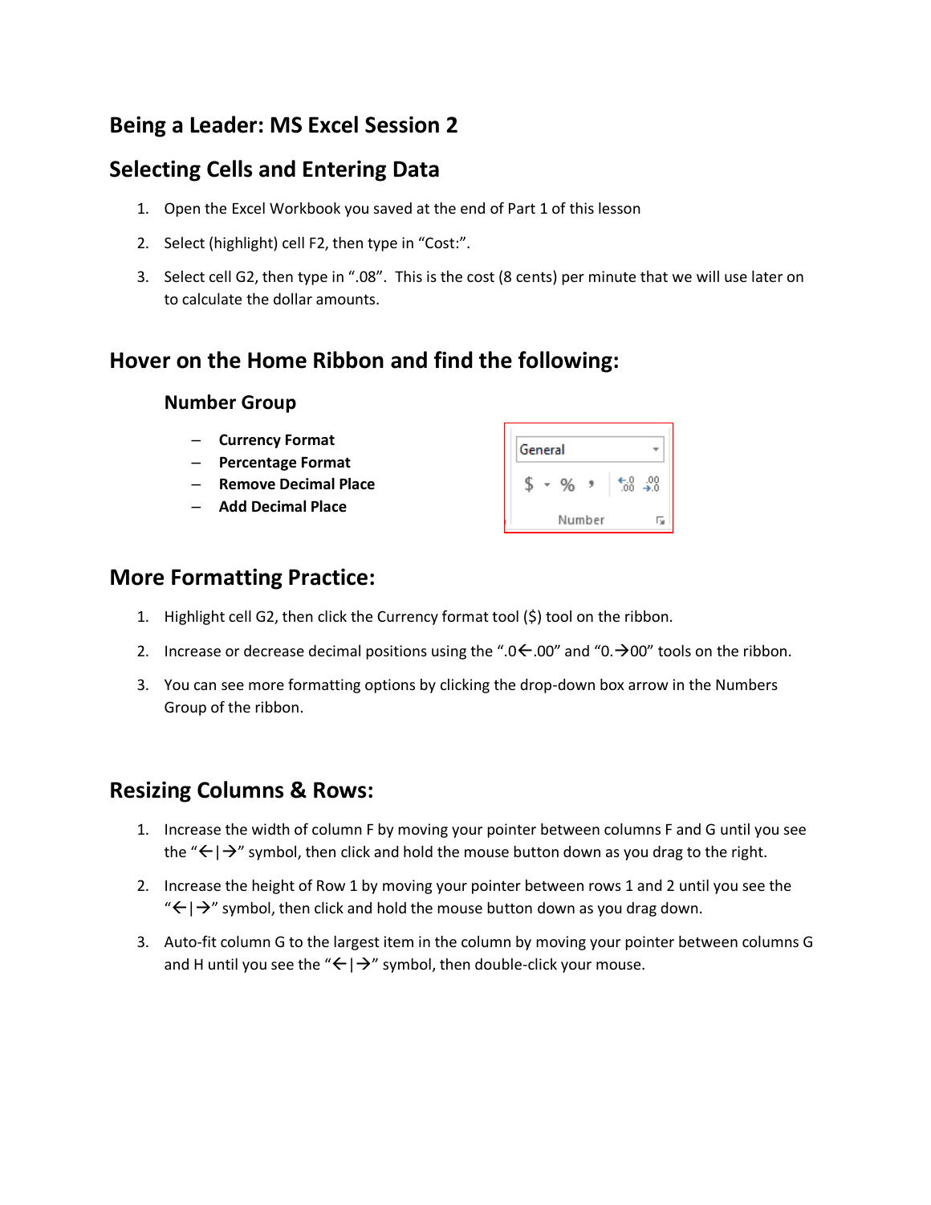# Being a Leader: MS Excel Session 2

## Selecting Cells and Entering Data

1. Open the Excel Workbook you saved at the end of Part 1 of this lesson
2. Select (highlight) cell F2, then type in "Cost:".
3. Select cell G2, then type in ".08". This is the cost (8 cents) per minute that we will use later on to calculate the dollar amounts.

## Hover on the Home Ribbon and find the following:

### Number Group

- **Currency Format**
- **Percentage Format**
- **Remove Decimal Place**
- **Add Decimal Place**

## More Formatting Practice:

1. Highlight cell G2, then click the Currency format tool ($) tool on the ribbon.
2. Increase or decrease decimal positions using the ".0←.00" and "0.→00" tools on the ribbon.
3. You can see more formatting options by clicking the drop-down box arrow in the Numbers Group of the ribbon.

## Resizing Columns & Rows:

1. Increase the width of column F by moving your pointer between columns F and G until you see the "←|→" symbol, then click and hold the mouse button down as you drag to the right.
2. Increase the height of Row 1 by moving your pointer between rows 1 and 2 until you see the "←|→" symbol, then click and hold the mouse button down as you drag down.
3. Auto-fit column G to the largest item in the column by moving your pointer between columns G and H until you see the "←|→" symbol, then double-click your mouse.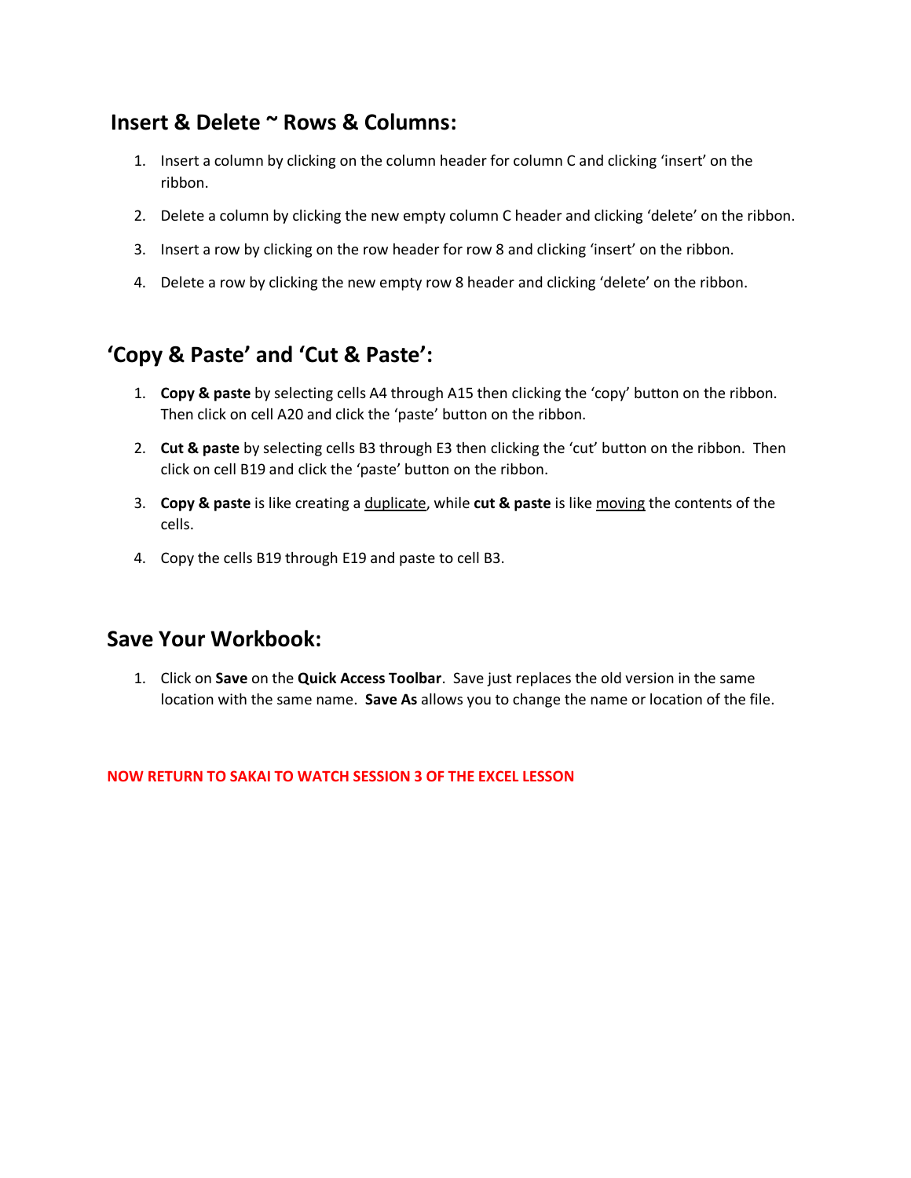## Insert & Delete ~ Rows & Columns:

1. Insert a column by clicking on the column header for column C and clicking 'insert' on the ribbon.
2. Delete a column by clicking the new empty column C header and clicking 'delete' on the ribbon.
3. Insert a row by clicking on the row header for row 8 and clicking 'insert' on the ribbon.
4. Delete a row by clicking the new empty row 8 header and clicking 'delete' on the ribbon.

## 'Copy & Paste' and 'Cut & Paste':

1. **Copy & paste** by selecting cells A4 through A15 then clicking the 'copy' button on the ribbon. Then click on cell A20 and click the 'paste' button on the ribbon.
2. **Cut & paste** by selecting cells B3 through E3 then clicking the 'cut' button on the ribbon. Then click on cell B19 and click the 'paste' button on the ribbon.
3. **Copy & paste** is like creating a <u>duplicate</u>, while **cut & paste** is like <u>moving</u> the contents of the cells.
4. Copy the cells B19 through E19 and paste to cell B3.

## Save Your Workbook:

1. Click on **Save** on the **Quick Access Toolbar**. Save just replaces the old version in the same location with the same name. **Save As** allows you to change the name or location of the file.

**NOW RETURN TO SAKAI TO WATCH SESSION 3 OF THE EXCEL LESSON**